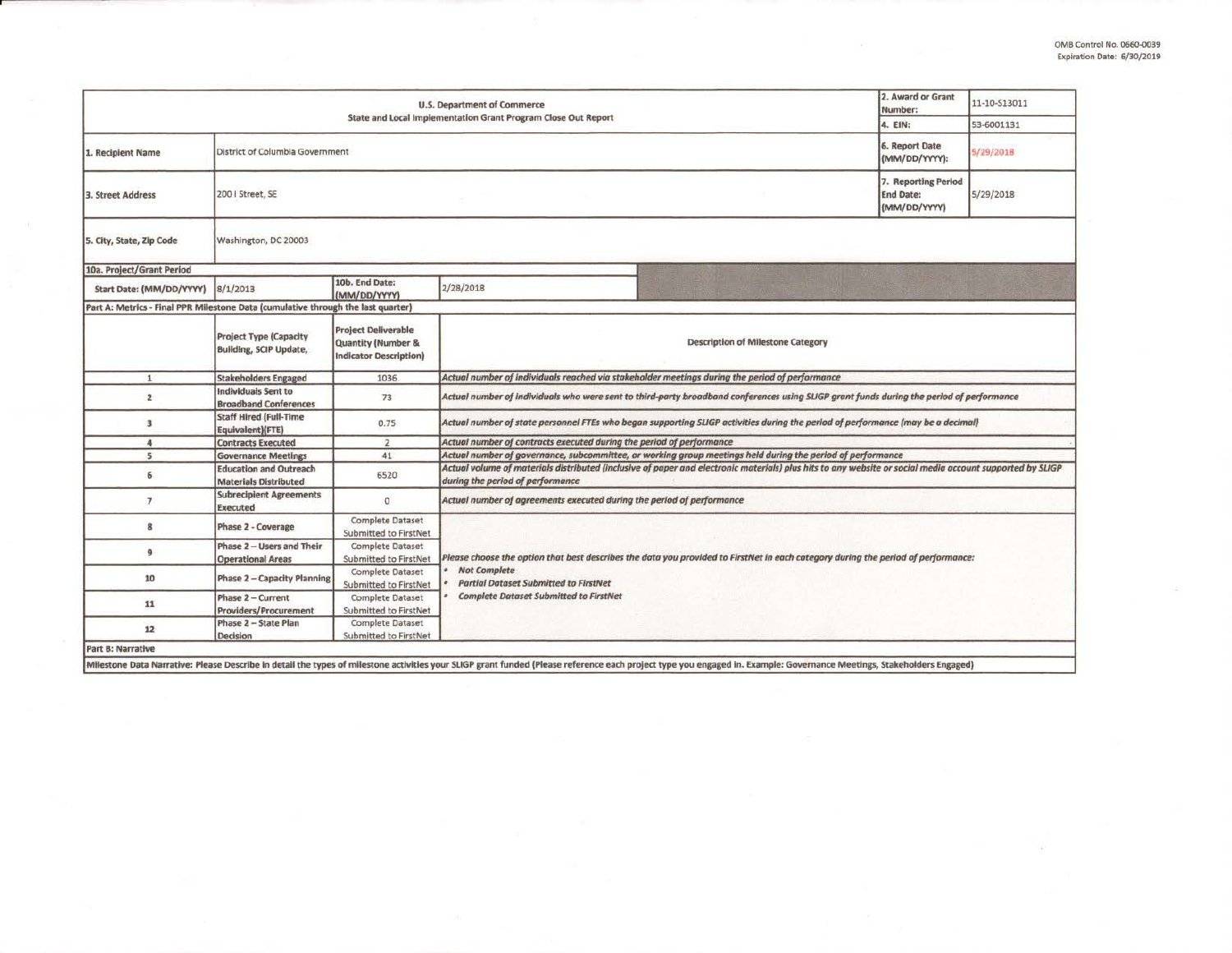OMB Control No. 0660-0039
Expiration Date: 6/30/2019

| | | | | | |
|---|---|---|---|---|---|
| U.S. Department of Commerce<br>State and Local Implementation Grant Program Close Out Report | | | | 2. Award or Grant Number: | 11-10-S13011 |
| | | | | 4. EIN: | 53-6001131 |
| 1. Recipient Name | District of Columbia Government | | | 6. Report Date (MM/DD/YYYY): | 5/29/2018 |
| 3. Street Address | 200 I Street, SE | | | 7. Reporting Period End Date: (MM/DD/YYYY) | 5/29/2018 |
| 5. City, State, Zip Code | Washington, DC 20003 | | | | |
| 10a. Project/Grant Period | | | | | |
| Start Date: (MM/DD/YYYY) | 8/1/2013 | 10b. End Date: (MM/DD/YYYY) | 2/28/2018 | | |

**Part A: Metrics - Final PPR Milestone Data (cumulative through the last quarter)**

| | Project Type (Capacity Building, SCIP Update, | Project Deliverable Quantity (Number & Indicator Description) | Description of Milestone Category |
|---|---|---|---|
| 1 | Stakeholders Engaged | 1036 | *Actual number of individuals reached via stakeholder meetings during the period of performance* |
| 2 | Individuals Sent to Broadband Conferences | 73 | *Actual number of individuals who were sent to third-party broadband conferences using SLIGP grant funds during the period of performance* |
| 3 | Staff Hired (Full-Time Equivalent)(FTE) | 0.75 | *Actual number of state personnel FTEs who began supporting SLIGP activities during the period of performance (may be a decimal)* |
| 4 | Contracts Executed | 2 | *Actual number of contracts executed during the period of performance* |
| 5 | Governance Meetings | 41 | *Actual number of governance, subcommittee, or working group meetings held during the period of performance* |
| 6 | Education and Outreach Materials Distributed | 6520 | *Actual volume of materials distributed (inclusive of paper and electronic materials) plus hits to any website or social media account supported by SLIGP during the period of performance* |
| 7 | Subrecipient Agreements Executed | 0 | *Actual number of agreements executed during the period of performance* |
| 8 | Phase 2 - Coverage | Complete Dataset Submitted to FirstNet | *Please choose the option that best describes the data you provided to FirstNet in each category during the period of performance:*<br>• *Not Complete*<br>• *Partial Dataset Submitted to FirstNet*<br>• *Complete Dataset Submitted to FirstNet* |
| 9 | Phase 2 – Users and Their Operational Areas | Complete Dataset Submitted to FirstNet | |
| 10 | Phase 2 – Capacity Planning | Complete Dataset Submitted to FirstNet | |
| 11 | Phase 2 – Current Providers/Procurement | Complete Dataset Submitted to FirstNet | |
| 12 | Phase 2 – State Plan Decision | Complete Dataset Submitted to FirstNet | |

**Part B: Narrative**

Milestone Data Narrative: Please Describe in detail the types of milestone activities your SLIGP grant funded (Please reference each project type you engaged in. Example: Governance Meetings, Stakeholders Engaged)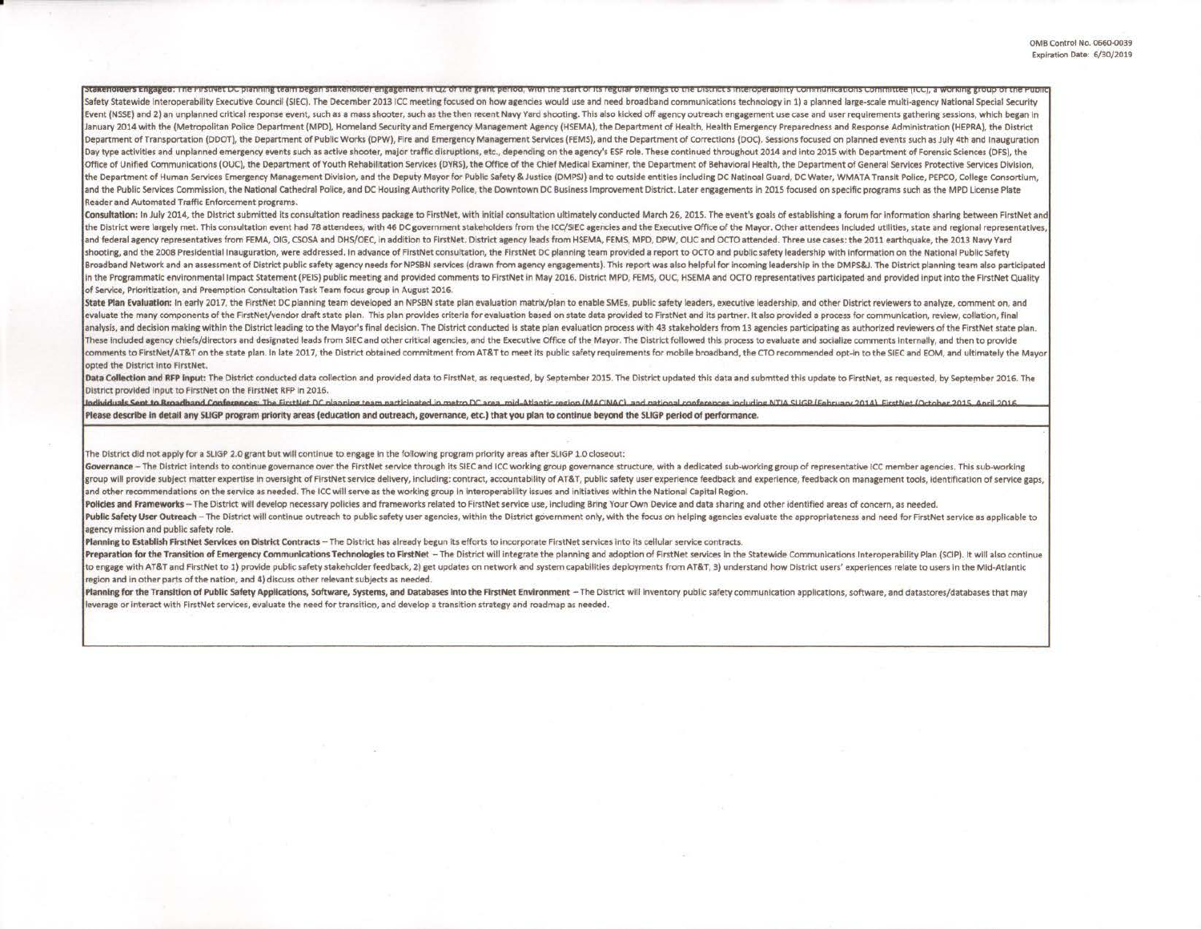**Stakeholders Engaged:** The FirstNet DC planning team began stakeholder engagement in Q2 of the grant period, with the start of its regular briefings to the District's Interoperability Communications Committee (ICC), a working group of the Public Safety Statewide Interoperability Executive Council (SIEC). The December 2013 ICC meeting focused on how agencies would use and need broadband communications technology in 1) a planned large-scale multi-agency National Special Security Event (NSSE) and 2) an unplanned critical response event, such as a mass shooter, such as the then recent Navy Yard shooting. This also kicked off agency outreach engagement use case and user requirements gathering sessions, which began in January 2014 with the (Metropolitan Police Department (MPD), Homeland Security and Emergency Management Agency (HSEMA), the Department of Health, Health Emergency Preparedness and Response Administration (HEPRA), the District Department of Transportation (DDOT), the Department of Public Works (DPW), Fire and Emergency Management Services (FEMS), and the Department of Corrections (DOC). Sessions focused on planned events such as July 4th and Inauguration Day type activities and unplanned emergency events such as active shooter, major traffic disruptions, etc., depending on the agency's ESF role. These continued throughout 2014 and into 2015 with Department of Forensic Sciences (DFS), the Office of Unified Communications (OUC), the Department of Youth Rehabilitation Services (DYRS), the Office of the Chief Medical Examiner, the Department of Behavioral Health, the Department of General Services Protective Services Division, the Department of Human Services Emergency Management Division, and the Deputy Mayor for Public Safety & Justice (DMPSJ) and to outside entities including DC National Guard, DC Water, WMATA Transit Police, PEPCO, College Consortium, and the Public Services Commission, the National Cathedral Police, and DC Housing Authority Police, the Downtown DC Business Improvement District. Later engagements in 2015 focused on specific programs such as the MPD License Plate Reader and Automated Traffic Enforcement programs.

**Consultation:** In July 2014, the District submitted its consultation readiness package to FirstNet, with initial consultation ultimately conducted March 26, 2015. The event's goals of establishing a forum for information sharing between FirstNet and the District were largely met. This consultation event had 78 attendees, with 46 DC government stakeholders from the ICC/SIEC agencies and the Executive Office of the Mayor. Other attendees included utilities, state and regional representatives, and federal agency representatives from FEMA, OIG, CSOSA and DHS/OEC, in addition to FirstNet. District agency leads from HSEMA, FEMS, MPD, DPW, OUC and OCTO attended. Three use cases: the 2011 earthquake, the 2013 Navy Yard shooting, and the 2008 Presidential Inauguration, were addressed. In advance of FirstNet consultation, the FirstNet DC planning team provided a report to OCTO and public safety leadership with information on the National Public Safety Broadband Network and an assessment of District public safety agency needs for NPSBN services (drawn from agency engagements). This report was also helpful for incoming leadership in the DMPS&J. The District planning team also participated in the Programmatic environmental Impact Statement (PEIS) public meeting and provided comments to FirstNet in May 2016. District MPD, FEMS, OUC, HSEMA and OCTO representatives participated and provided input into the FirstNet Quality of Service, Prioritization, and Preemption Consultation Task Team focus group in August 2016.

**State Plan Evaluation:** In early 2017, the FirstNet DC planning team developed an NPSBN state plan evaluation matrix/plan to enable SMEs, public safety leaders, executive leadership, and other District reviewers to analyze, comment on, and evaluate the many components of the FirstNet/vendor draft state plan. This plan provides criteria for evaluation based on state data provided to FirstNet and its partner. It also provided a process for communication, review, collation, final analysis, and decision making within the District leading to the Mayor's final decision. The District conducted is state plan evaluation process with 43 stakeholders from 13 agencies participating as authorized reviewers of the FirstNet state plan. These included agency chiefs/directors and designated leads from SIEC and other critical agencies, and the Executive Office of the Mayor. The District followed this process to evaluate and socialize comments internally, and then to provide comments to FirstNet/AT&T on the state plan. In late 2017, the District obtained commitment from AT&T to meet its public safety requirements for mobile broadband, the CTO recommended opt-in to the SIEC and EOM, and ultimately the Mayor opted the District into FirstNet.

**Data Collection and RFP Input:** The District conducted data collection and provided data to FirstNet, as requested, by September 2015. The District updated this data and submitted this update to FirstNet, as requested, by September 2016. The District provided input to FirstNet on the FirstNet RFP in 2016.

**Individuals Sent to Broadband Conferences:** The FirstNet DC planning team participated in metro DC area, mid-Atlantic region (MACINAC) and national conferences including NTIA SLIGP (February 2014), FirstNet (October 2015, April 2016

**Please describe in detail any SLIGP program priority areas (education and outreach, governance, etc.) that you plan to continue beyond the SLIGP period of performance.**

The District did not apply for a SLIGP 2.0 grant but will continue to engage in the following program priority areas after SLIGP 1.0 closeout:

**Governance** – The District intends to continue governance over the FirstNet service through its SIEC and ICC working group governance structure, with a dedicated sub-working group of representative ICC member agencies. This sub-working group will provide subject matter expertise in oversight of FirstNet service delivery, including: contract, accountability of AT&T, public safety user experience feedback and experience, feedback on management tools, identification of service gaps, and other recommendations on the service as needed. The ICC will serve as the working group in interoperability issues and initiatives within the National Capital Region.

**Policies and Frameworks** – The District will develop necessary policies and frameworks related to FirstNet service use, including Bring Your Own Device and data sharing and other identified areas of concern, as needed.

**Public Safety User Outreach** – The District will continue outreach to public safety user agencies, within the District government only, with the focus on helping agencies evaluate the appropriateness and need for FirstNet service as applicable to agency mission and public safety role.

**Planning to Establish FirstNet Services on District Contracts** – The District has already begun its efforts to incorporate FirstNet services into its cellular service contracts.

**Preparation for the Transition of Emergency Communications Technologies to FirstNet** – The District will integrate the planning and adoption of FirstNet services in the Statewide Communications Interoperability Plan (SCIP). It will also continue to engage with AT&T and FirstNet to 1) provide public safety stakeholder feedback, 2) get updates on network and system capabilities deployments from AT&T, 3) understand how District users' experiences relate to users in the Mid-Atlantic region and in other parts of the nation, and 4) discuss other relevant subjects as needed.

**Planning for the Transition of Public Safety Applications, Software, Systems, and Databases into the FirstNet Environment** – The District will inventory public safety communication applications, software, and datastores/databases that may leverage or interact with FirstNet services, evaluate the need for transition, and develop a transition strategy and roadmap as needed.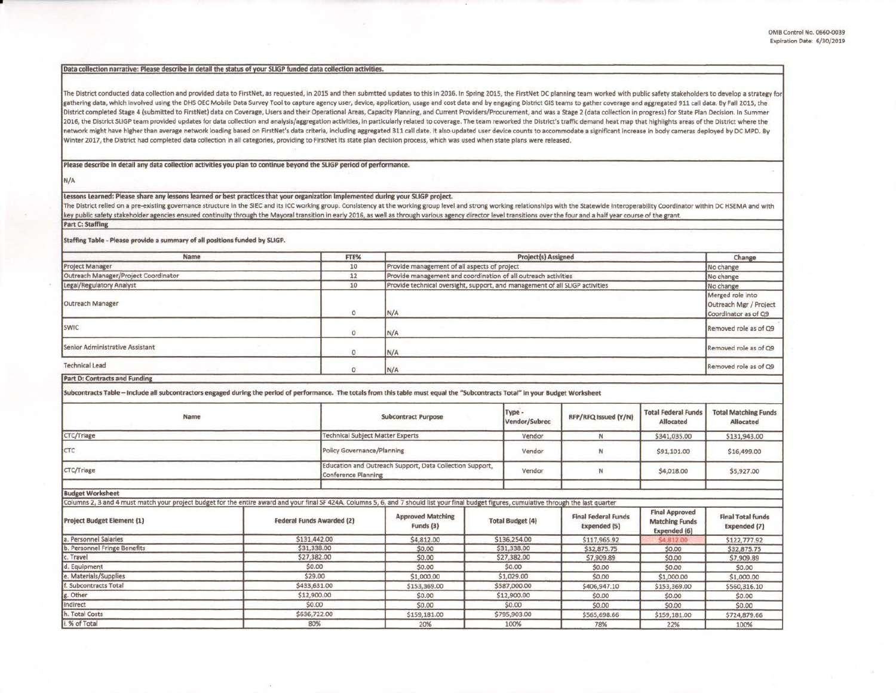**Data collection narrative: Please describe in detail the status of your SLIGP funded data collection activities.**

The District conducted data collection and provided data to FirstNet, as requested, in 2015 and then submtted updates to this in 2016. In Spring 2015, the FirstNet DC planning team worked with public safety stakeholders to develop a strategy for gathering data, which involved using the DHS OEC Mobile Data Survey Tool to capture agency user, device, application, usage and cost data and by engaging District GIS teams to gather coverage and aggregated 911 call data. By Fall 2015, the District completed Stage 4 (submitted to FirstNet) data on Coverage, Users and their Operational Areas, Capacity Planning, and Current Providers/Procurement, and was a Stage 2 (data collection in progress) for State Plan Decision. In Summer 2016, the District SLIGP team provided updates for data collection and analysis/aggregation activities, in particularly related to coverage. The team reworked the District's traffic demand heat map that highlights areas of the District where the network might have higher than average network loading based on FirstNet's data criteria, including aggregated 311 call date. It also updated user device counts to accommodate a significant increase in body cameras deployed by DC MPD. By Winter 2017, the District had completed data collection in all categories, providing to FirstNet its state plan decision process, which was used when state plans were released.

**Please describe in detail any data collection activities you plan to continue beyond the SLIGP period of performance.**

N/A

**Lessons Learned: Please share any lessons learned or best practices that your organization implemented during your SLIGP project.**

The District relied on a pre-existing governance structure in the SIEC and its ICC working group. Consistency at the working group level and strong working relationships with the Statewide Interoperability Coordinator within DC HSEMA and with key public safety stakeholder agencies ensured continuity through the Mayoral transition in early 2016, as well as through various agency director level transitions over the four and a half year course of the grant.

**Part C: Staffing**

**Staffing Table - Please provide a summary of all positions funded by SLIGP.**

| Name | FTE% | Project(s) Assigned | Change |
|---|---|---|---|
| Project Manager | 10 | Provide management of all aspects of project | No change |
| Outreach Manager/Project Coordinator | 12 | Provide management and coordination of all outreach activities | No change |
| Legal/Regulatory Analyst | 10 | Provide technical oversight, support, and management of all SLIGP activities | No change |
| Outreach Manager | 0 | N/A | Merged role into Outreach Mgr / Project Coordinator as of Q9 |
| SWIC | 0 | N/A | Removed role as of Q9 |
| Senior Administrative Assistant | 0 | N/A | Removed role as of Q9 |
| Technical Lead | 0 | N/A | Removed role as of Q9 |

**Part D: Contracts and Funding**

**Subcontracts Table – Include all subcontractors engaged during the period of performance. The totals from this table must equal the "Subcontracts Total" in your Budget Worksheet**

| Name | Subcontract Purpose | Type - Vendor/Subrec | RFP/RFQ Issued (Y/N) | Total Federal Funds Allocated | Total Matching Funds Allocated |
|---|---|---|---|---|---|
| CTC/Triage | Technical Subject Matter Experts | Vendor | N | $341,035.00 | $131,943.00 |
| CTC | Policy Governance/Planning | Vendor | N | $91,101.00 | $16,499.00 |
| CTC/Triage | Education and Outreach Support, Data Collection Support, Conference Planning | Vendor | N | $4,018.00 | $5,927.00 |
| | | | | | |

**Budget Worksheet**

Columns 2, 3 and 4 must match your project budget for the entire award and your final SF 424A. Columns 5, 6, and 7 should list your final budget figures, cumulative through the last quarter

| Project Budget Element (1) | Federal Funds Awarded (2) | Approved Matching Funds (3) | Total Budget (4) | Final Federal Funds Expended (5) | Final Approved Matching Funds Expended (6) | Final Total funds Expended (7) |
|---|---|---|---|---|---|---|
| a. Personnel Salaries | $131,442.00 | $4,812.00 | $136,254.00 | $117,965.92 | $4,812.00 | $122,777.92 |
| b. Personnel Fringe Benefits | $31,338.00 | $0.00 | $31,338.00 | $32,875.75 | $0.00 | $32,875.75 |
| c. Travel | $27,382.00 | $0.00 | $27,382.00 | $7,909.89 | $0.00 | $7,909.89 |
| d. Equipment | $0.00 | $0.00 | $0.00 | $0.00 | $0.00 | $0.00 |
| e. Materials/Supplies | $29.00 | $1,000.00 | $1,029.00 | $0.00 | $1,000.00 | $1,000.00 |
| f. Subcontracts Total | $433,631.00 | $153,369.00 | $587,000.00 | $406,947.10 | $153,369.00 | $560,316.10 |
| g. Other | $12,900.00 | $0.00 | $12,900.00 | $0.00 | $0.00 | $0.00 |
| Indirect | $0.00 | $0.00 | $0.00 | $0.00 | $0.00 | $0.00 |
| h. Total Costs | $636,722.00 | $159,181.00 | $795,903.00 | $565,698.66 | $159,181.00 | $724,879.66 |
| i. % of Total | 80% | 20% | 100% | 78% | 22% | 100% |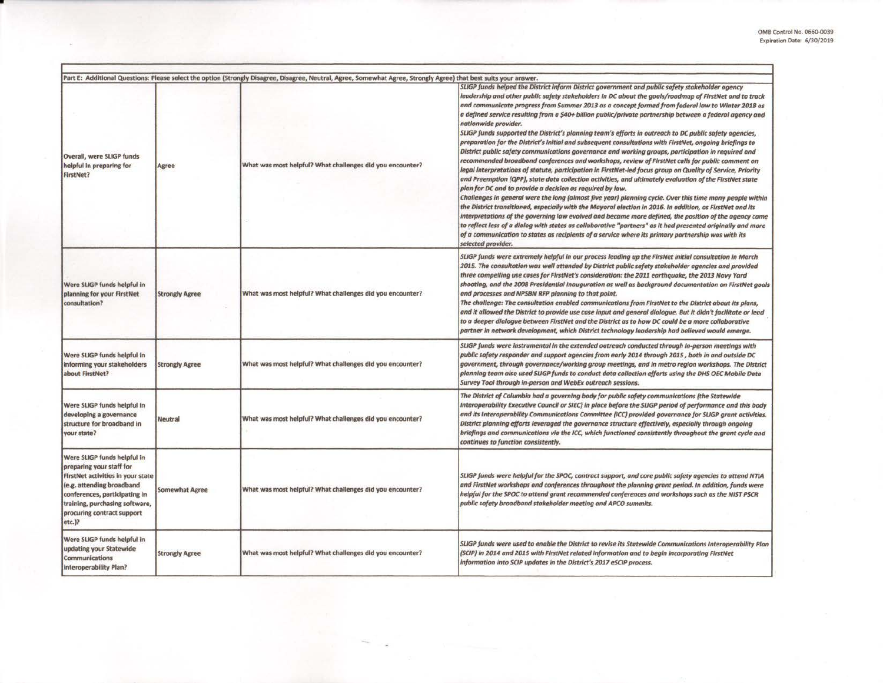OMB Control No. 0660-0039
Expiration Date: 6/30/2019

| Part E: Additional Questions: Please select the option (Strongly Disagree, Disagree, Neutral, Agree, Somewhat Agree, Strongly Agree) that best suits your answer. | | | |
|---|---|---|---|
| Overall, were SLIGP funds helpful in preparing for FirstNet? | Agree | What was most helpful? What challenges did you encounter? | *SLIGP funds helped the District inform District government and public safety stakeholder agency leadership and other public safety stakeholders in DC about the goals/roadmap of FirstNet and to track and communicate progress from Summer 2013 as a concept formed from federal law to Winter 2018 as a defined service resulting from a $40+ billion public/private partnership between a federal agency and nationwide provider.* *SLIGP funds supported the District's planning team's efforts in outreach to DC public safety agencies, preparation for the District's initial and subsequent consultations with FirstNet, ongoing briefings to District public safety communications governance and working groups, participation in required and recommended broadband conferences and workshops, review of FirstNet calls for public comment on legal interpretations of statute, participation in FirstNet-led focus group on Quality of Service, Priority and Preemption (QPP), state data collection activities, and ultimately evaluation of the FirstNet state plan for DC and to provide a decision as required by law.* *Challenges in general were the long (almost five year) planning cycle. Over this time many people within the District transitioned, especially with the Mayoral election in 2016. In addition, as FirstNet and its interpretations of the governing law evolved and became more defined, the position of the agency came to reflect less of a dialog with states as collaborative "partners" as it had presented originally and more of a communication to states as recipients of a service where its primary partnership was with its selected provider.* |
| Were SLIGP funds helpful in planning for your FirstNet consultation? | Strongly Agree | What was most helpful? What challenges did you encounter? | *SLIGP funds were extremely helpful in our process leading up the FirsNet initial consultation in March 2015. The consultation was well attended by District public safety stakeholder agencies and provided three compelling use cases for FirstNet's consideration: the 2011 earthquake, the 2013 Navy Yard shooting, and the 2008 Presidential Inauguration as well as background documentation on FirstNet goals and processes and NPSBN RFP planning to that point.* *The challenge: The consultation enabled communications from FirstNet to the District about its plans, and it allowed the District to provide use case input and general dialogue. But it didn't facilitate or lead to a deeper dialogue between FirstNet and the District as to how DC could be a more collaborative partner in network development, which District technology leadership had believed would emerge.* |
| Were SLIGP funds helpful in informing your stakeholders about FirstNet? | Strongly Agree | What was most helpful? What challenges did you encounter? | *SLIGP funds were instrumental in the extended outreach conducted through in-person meetings with public safety responder and support agencies from early 2014 through 2015, both in and outside DC government, through governance/working group meetings, and in metro region workshops. The District planning team also used SLIGP funds to conduct data collection efforts using the DHS OEC Mobile Data Survey Tool through in-person and WebEx outreach sessions.* |
| Were SLIGP funds helpful in developing a governance structure for broadband in your state? | Neutral | What was most helpful? What challenges did you encounter? | *The District of Columbia had a governing body for public safety communications (the Statewide Interoperability Executive Council or SIEC) in place before the SLIGP period of performance and this body and its Interoperability Communications Committee (ICC) provided governance for SLIGP grant activities. District planning efforts leveraged the governance structure effectively, especially through ongoing briefings and communications via the ICC, which functioned consistently throughout the grant cycle and continues to function consistently.* |
| Were SLIGP funds helpful in preparing your staff for FirstNet activities in your state (e.g. attending broadband conferences, participating in training, purchasing software, procuring contract support etc.)? | Somewhat Agree | What was most helpful? What challenges did you encounter? | *SLIGP funds were helpful for the SPOC, contract support, and core public safety agencies to attend NTIA and FirstNet workshops and conferences throughout the planning grant period. In addition, funds were helpful for the SPOC to attend grant recommended conferences and workshops such as the NIST PSCR public safety broadband stakeholder meeting and APCO summits.* |
| Were SLIGP funds helpful in updating your Statewide Communications Interoperability Plan? | Strongly Agree | What was most helpful? What challenges did you encounter? | *SLIGP funds were used to enable the District to revise its Statewide Communications Interoperability Plan (SCIP) in 2014 and 2015 with FirstNet related information and to begin incorporating FirstNet information into SCIP updates in the District's 2017 eSCIP process.* |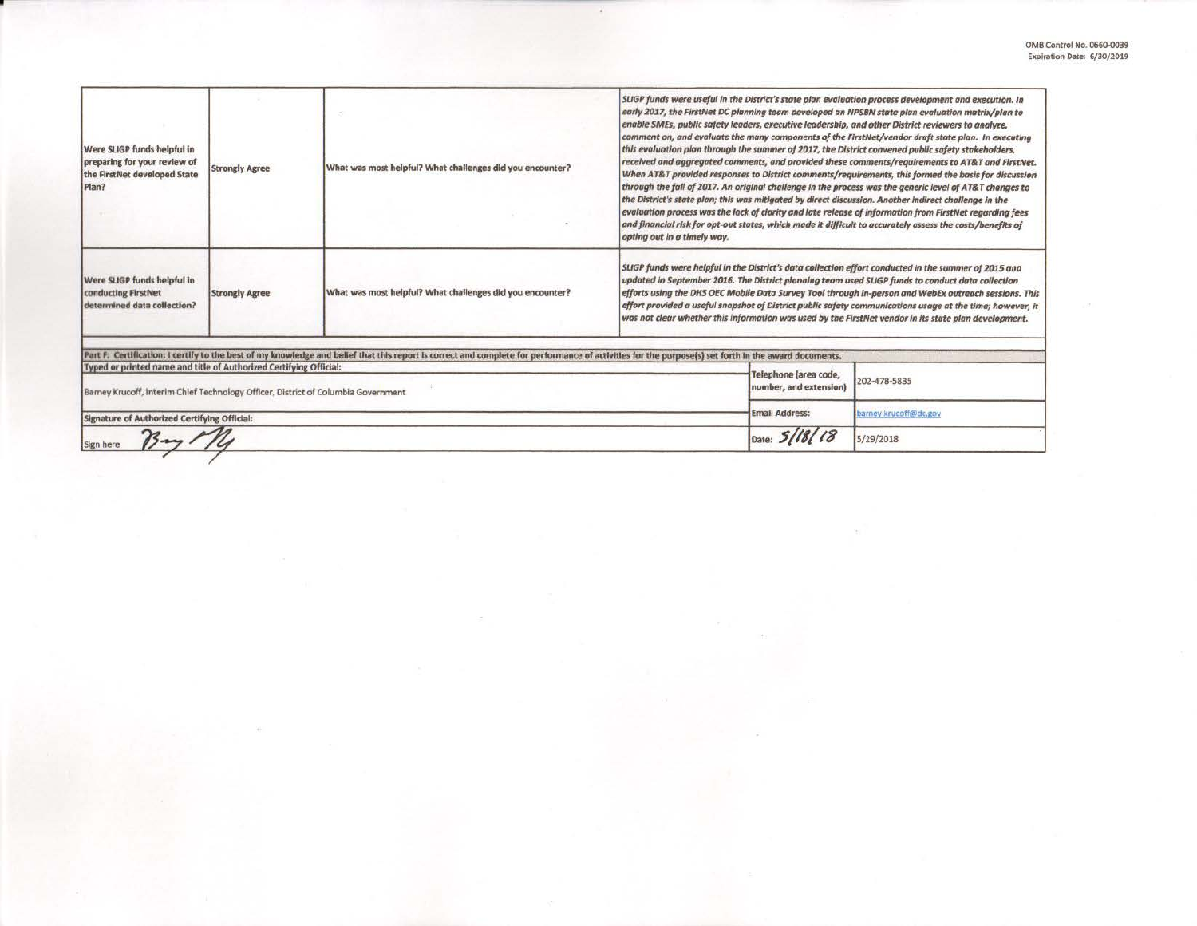OMB Control No. 0660-0039
Expiration Date: 6/30/2019

| | | | |
|---|---|---|---|
| Were SLIGP funds helpful in preparing for your review of the FirstNet developed State Plan? | Strongly Agree | What was most helpful? What challenges did you encounter? | *SLIGP funds were useful in the District's state plan evaluation process development and execution. In early 2017, the FirstNet DC planning team developed an NPSBN state plan evaluation matrix/plan to enable SMEs, public safety leaders, executive leadership, and other District reviewers to analyze, comment on, and evaluate the many components of the FirstNet/vendor draft state plan. In executing this evaluation plan through the summer of 2017, the District convened public safety stakeholders, received and aggregated comments, and provided these comments/requirements to AT&T and FirstNet. When AT&T provided responses to District comments/requirements, this formed the basis for discussion through the fall of 2017. An original challenge in the process was the generic level of AT&T changes to the District's state plan; this was mitigated by direct discussion. Another indirect challenge in the evaluation process was the lack of clarity and late release of information from FirstNet regarding fees and financial risk for opt-out states, which made it difficult to accurately assess the costs/benefits of opting out in a timely way.* |
| Were SLIGP funds helpful in conducting FirstNet determined data collection? | Strongly Agree | What was most helpful? What challenges did you encounter? | *SLIGP funds were helpful in the District's data collection effort conducted in the summer of 2015 and updated in September 2016. The District planning team used SLIGP funds to conduct data collection efforts using the DHS OEC Mobile Data Survey Tool through in-person and WebEx outreach sessions. This effort provided a useful snapshot of District public safety communications usage at the time; however, it was not clear whether this information was used by the FirstNet vendor in its state plan development.* |

| | | |
|---|---|---|
| Part F: Certification: I certify to the best of my knowledge and belief that this report is correct and complete for performance of activities for the purpose(s) set forth in the award documents. | | |
| Typed or printed name and title of Authorized Certifying Official: Barney Krucoff, Interim Chief Technology Officer, District of Columbia Government | Telephone (area code, number, and extension) | 202-478-5835 |
| Signature of Authorized Certifying Official: | Email Address: | barney.krucoff@dc.gov |
| Sign here | Date: 5/18/18 | 5/29/2018 |